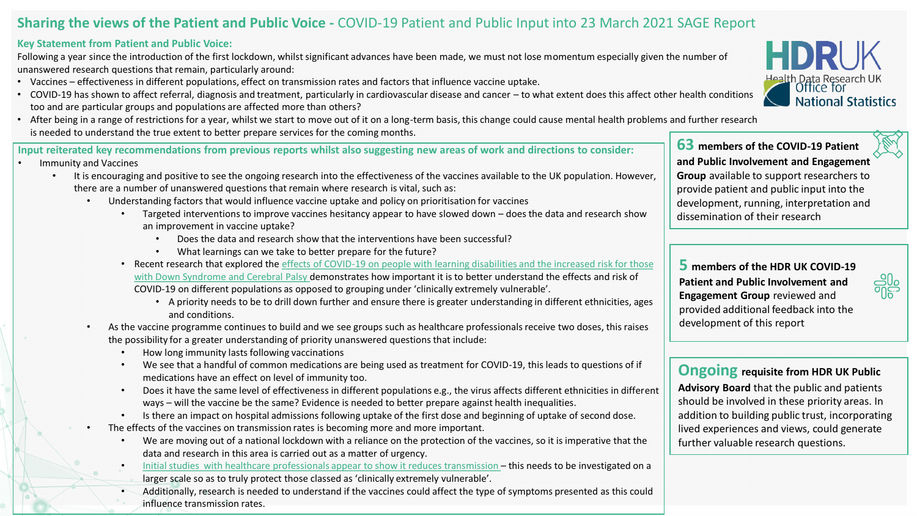# Sharing the views of the Patient and Public Voice - COVID-19 Patient and Public Input into 23 March 2021 SAGE Report

**Key Statement from Patient and Public Voice:**

Following a year since the introduction of the first lockdown, whilst significant advances have been made, we must not lose momentum especially given the number of unanswered research questions that remain, particularly around:

- Vaccines – effectiveness in different populations, effect on transmission rates and factors that influence vaccine uptake.
- COVID-19 has shown to affect referral, diagnosis and treatment, particularly in cardiovascular disease and cancer – to what extent does this affect other health conditions too and are particular groups and populations are affected more than others?
- After being in a range of restrictions for a year, whilst we start to move out of it on a long-term basis, this change could cause mental health problems and further research is needed to understand the true extent to better prepare services for the coming months.

**Input reiterated key recommendations from previous reports whilst also suggesting new areas of work and directions to consider:**

- Immunity and Vaccines
  - It is encouraging and positive to see the ongoing research into the effectiveness of the vaccines available to the UK population. However, there are a number of unanswered questions that remain where research is vital, such as:
    - Understanding factors that would influence vaccine uptake and policy on prioritisation for vaccines
      - Targeted interventions to improve vaccines hesitancy appear to have slowed down – does the data and research show an improvement in vaccine uptake?
        - Does the data and research show that the interventions have been successful?
        - What learnings can we take to better prepare for the future?
      - Recent research that explored the effects of COVID-19 on people with learning disabilities and the increased risk for those with Down Syndrome and Cerebral Palsy demonstrates how important it is to better understand the effects and risk of COVID-19 on different populations as opposed to grouping under 'clinically extremely vulnerable'.
        - A priority needs to be to drill down further and ensure there is greater understanding in different ethnicities, ages and conditions.
    - As the vaccine programme continues to build and we see groups such as healthcare professionals receive two doses, this raises the possibility for a greater understanding of priority unanswered questions that include:
      - How long immunity lasts following vaccinations
      - We see that a handful of common medications are being used as treatment for COVID-19, this leads to questions of if medications have an effect on level of immunity too.
      - Does it have the same level of effectiveness in different populations e.g., the virus affects different ethnicities in different ways – will the vaccine be the same? Evidence is needed to better prepare against health inequalities.
      - Is there an impact on hospital admissions following uptake of the first dose and beginning of uptake of second dose.
    - The effects of the vaccines on transmission rates is becoming more and more important.
      - We are moving out of a national lockdown with a reliance on the protection of the vaccines, so it is imperative that the data and research in this area is carried out as a matter of urgency.
      - Initial studies with healthcare professionals appear to show it reduces transmission – this needs to be investigated on a larger scale so as to truly protect those classed as 'clinically extremely vulnerable'.
      - Additionally, research is needed to understand if the vaccines could affect the type of symptoms presented as this could influence transmission rates.

**63 members of the COVID-19 Patient and Public Involvement and Engagement Group** available to support researchers to provide patient and public input into the development, running, interpretation and dissemination of their research

**5 members of the HDR UK COVID-19 Patient and Public Involvement and Engagement Group** reviewed and provided additional feedback into the development of this report

**Ongoing requisite from HDR UK Public Advisory Board** that the public and patients should be involved in these priority areas. In addition to building public trust, incorporating lived experiences and views, could generate further valuable research questions.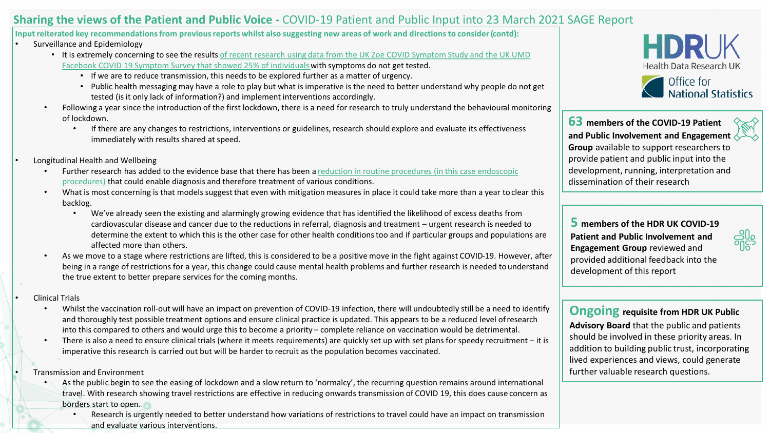## **Sharing the views of the Patient and Public Voice -** COVID-19 Patient and Public Input into 23 March 2021 SAGE Report

**Input reiterated key recommendations from previous reports whilst also suggesting new areas of work and directions to consider (contd):**

- Surveillance and Epidemiology
  - It is extremely concerning to see the results of recent research using data from the UK Zoe COVID Symptom Study and the UK UMD Facebook COVID 19 Symptom Survey that showed 25% of individuals with symptoms do not get tested.
    - If we are to reduce transmission, this needs to be explored further as a matter of urgency.
    - Public health messaging may have a role to play but what is imperative is the need to better understand why people do not get tested (is it only lack of information?) and implement interventions accordingly.
  - Following a year since the introduction of the first lockdown, there is a need for research to truly understand the behavioural monitoring of lockdown.
    - If there are any changes to restrictions, interventions or guidelines, research should explore and evaluate its effectiveness immediately with results shared at speed.

- Longitudinal Health and Wellbeing
  - Further research has added to the evidence base that there has been a reduction in routine procedures (in this case endoscopic procedures) that could enable diagnosis and therefore treatment of various conditions.
  - What is most concerning is that models suggest that even with mitigation measures in place it could take more than a year to clear this backlog.
    - We've already seen the existing and alarmingly growing evidence that has identified the likelihood of excess deaths from cardiovascular disease and cancer due to the reductions in referral, diagnosis and treatment – urgent research is needed to determine the extent to which this is the other case for other health conditions too and if particular groups and populations are affected more than others.
  - As we move to a stage where restrictions are lifted, this is considered to be a positive move in the fight against COVID-19. However, after being in a range of restrictions for a year, this change could cause mental health problems and further research is needed to understand the true extent to better prepare services for the coming months.

- Clinical Trials
  - Whilst the vaccination roll-out will have an impact on prevention of COVID-19 infection, there will undoubtedly still be a need to identify and thoroughly test possible treatment options and ensure clinical practice is updated. This appears to be a reduced level of research into this compared to others and would urge this to become a priority – complete reliance on vaccination would be detrimental.
  - There is also a need to ensure clinical trials (where it meets requirements) are quickly set up with set plans for speedy recruitment – it is imperative this research is carried out but will be harder to recruit as the population becomes vaccinated.

- Transmission and Environment
  - As the public begin to see the easing of lockdown and a slow return to 'normalcy', the recurring question remains around international travel. With research showing travel restrictions are effective in reducing onwards transmission of COVID 19, this does cause concern as borders start to open.
    - Research is urgently needed to better understand how variations of restrictions to travel could have an impact on transmission and evaluate various interventions.

HDRUK Health Data Research UK

Office for National Statistics

**63 members of the COVID-19 Patient and Public Involvement and Engagement Group** available to support researchers to provide patient and public input into the development, running, interpretation and dissemination of their research

**5 members of the HDR UK COVID-19 Patient and Public Involvement and Engagement Group** reviewed and provided additional feedback into the development of this report

**Ongoing requisite from HDR UK Public Advisory Board** that the public and patients should be involved in these priority areas. In addition to building public trust, incorporating lived experiences and views, could generate further valuable research questions.